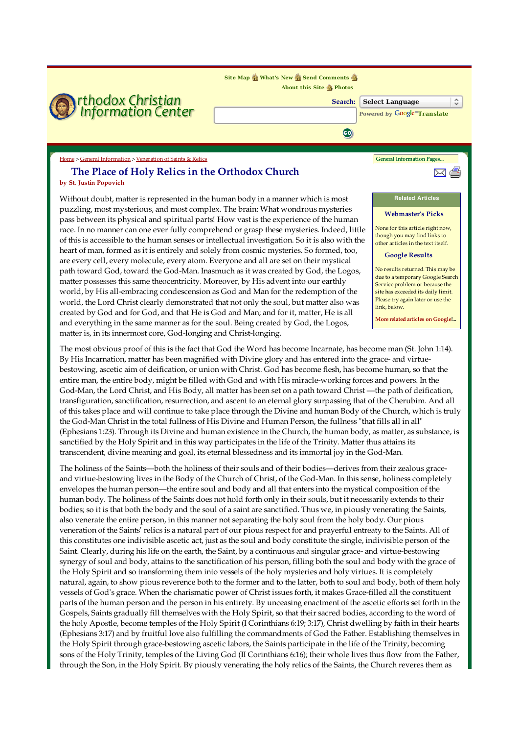Site Map | What's New | Send Comments | About this Site | Photos

# Orthodox Christian Information Center

Search: Select Language

Powered by Google Translate

Home > General Information > Veneration of Saints & Relics

General Information Pages...

## The Place of Holy Relics in the Orthodox Church

**by St. Justin Popovich**

**Related Articles**

**Webmaster's Picks**

None for this article right now, though you may find links to other articles in the text itself.

**Google Results**

No results returned. This may be due to a temporary Google Search Service problem or because the site has exceeded its daily limit. Please try again later or use the link, below.

More related articles on Google!...

Without doubt, matter is represented in the human body in a manner which is most puzzling, most mysterious, and most complex. The brain: What wondrous mysteries pass between its physical and spiritual parts! How vast is the experience of the human race. In no manner can one ever fully comprehend or grasp these mysteries. Indeed, little of this is accessible to the human senses or intellectual investigation. So it is also with the heart of man, formed as it is entirely and solely from cosmic mysteries. So formed, too, are every cell, every molecule, every atom. Everyone and all are set on their mystical path toward God, toward the God-Man. Inasmuch as it was created by God, the Logos, matter possesses this same theocentricity. Moreover, by His advent into our earthly world, by His all-embracing condescension as God and Man for the redemption of the world, the Lord Christ clearly demonstrated that not only the soul, but matter also was created by God and for God, and that He is God and Man; and for it, matter, He is all and everything in the same manner as for the soul. Being created by God, the Logos, matter is, in its innermost core, God-longing and Christ-longing.

The most obvious proof of this is the fact that God the Word has become Incarnate, has become man (St. John 1:14). By His Incarnation, matter has been magnified with Divine glory and has entered into the grace- and virtue-bestowing, ascetic aim of deification, or union with Christ. God has become flesh, has become human, so that the entire man, the entire body, might be filled with God and with His miracle-working forces and powers. In the God-Man, the Lord Christ, and His Body, all matter has been set on a path toward Christ —the path of deification, transfiguration, sanctification, resurrection, and ascent to an eternal glory surpassing that of the Cherubim. And all of this takes place and will continue to take place through the Divine and human Body of the Church, which is truly the God-Man Christ in the total fullness of His Divine and Human Person, the fullness "that fills all in all" (Ephesians 1:23). Through its Divine and human existence in the Church, the human body, as matter, as substance, is sanctified by the Holy Spirit and in this way participates in the life of the Trinity. Matter thus attains its transcendent, divine meaning and goal, its eternal blessedness and its immortal joy in the God-Man.

The holiness of the Saints—both the holiness of their souls and of their bodies—derives from their zealous grace- and virtue-bestowing lives in the Body of the Church of Christ, of the God-Man. In this sense, holiness completely envelopes the human person—the entire soul and body and all that enters into the mystical composition of the human body. The holiness of the Saints does not hold forth only in their souls, but it necessarily extends to their bodies; so it is that both the body and the soul of a saint are sanctified. Thus we, in piously venerating the Saints, also venerate the entire person, in this manner not separating the holy soul from the holy body. Our pious veneration of the Saints' relics is a natural part of our pious respect for and prayerful entreaty to the Saints. All of this constitutes one indivisible ascetic act, just as the soul and body constitute the single, indivisible person of the Saint. Clearly, during his life on the earth, the Saint, by a continuous and singular grace- and virtue-bestowing synergy of soul and body, attains to the sanctification of his person, filling both the soul and body with the grace of the Holy Spirit and so transforming them into vessels of the holy mysteries and holy virtues. It is completely natural, again, to show pious reverence both to the former and to the latter, both to soul and body, both of them holy vessels of God's grace. When the charismatic power of Christ issues forth, it makes Grace-filled all the constituent parts of the human person and the person in his entirety. By unceasing enactment of the ascetic efforts set forth in the Gospels, Saints gradually fill themselves with the Holy Spirit, so that their sacred bodies, according to the word of the holy Apostle, become temples of the Holy Spirit (I Corinthians 6:19; 3:17), Christ dwelling by faith in their hearts (Ephesians 3:17) and by fruitful love also fulfilling the commandments of God the Father. Establishing themselves in the Holy Spirit through grace-bestowing ascetic labors, the Saints participate in the life of the Trinity, becoming sons of the Holy Trinity, temples of the Living God (II Corinthians 6:16); their whole lives thus flow from the Father, through the Son, in the Holy Spirit. By piously venerating the holy relics of the Saints, the Church reveres them as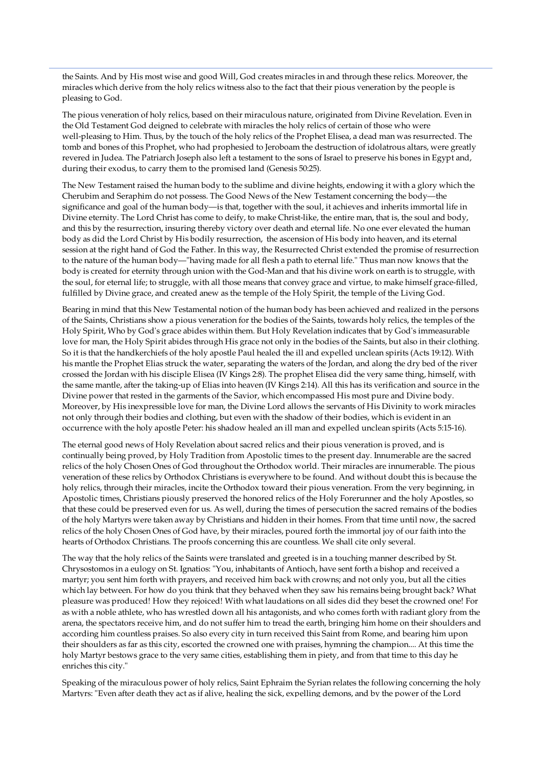the Saints. And by His most wise and good Will, God creates miracles in and through these relics. Moreover, the miracles which derive from the holy relics witness also to the fact that their pious veneration by the people is pleasing to God.

The pious veneration of holy relics, based on their miraculous nature, originated from Divine Revelation. Even in the Old Testament God deigned to celebrate with miracles the holy relics of certain of those who were well-pleasing to Him. Thus, by the touch of the holy relics of the Prophet Elisea, a dead man was resurrected. The tomb and bones of this Prophet, who had prophesied to Jeroboam the destruction of idolatrous altars, were greatly revered in Judea. The Patriarch Joseph also left a testament to the sons of Israel to preserve his bones in Egypt and, during their exodus, to carry them to the promised land (Genesis 50:25).

The New Testament raised the human body to the sublime and divine heights, endowing it with a glory which the Cherubim and Seraphim do not possess. The Good News of the New Testament concerning the body—the significance and goal of the human body—is that, together with the soul, it achieves and inherits immortal life in Divine eternity. The Lord Christ has come to deify, to make Christ-like, the entire man, that is, the soul and body, and this by the resurrection, insuring thereby victory over death and eternal life. No one ever elevated the human body as did the Lord Christ by His bodily resurrection, the ascension of His body into heaven, and its eternal session at the right hand of God the Father. In this way, the Resurrected Christ extended the promise of resurrection to the nature of the human body—"having made for all flesh a path to eternal life." Thus man now knows that the body is created for eternity through union with the God-Man and that his divine work on earth is to struggle, with the soul, for eternal life; to struggle, with all those means that convey grace and virtue, to make himself grace-filled, fulfilled by Divine grace, and created anew as the temple of the Holy Spirit, the temple of the Living God.

Bearing in mind that this New Testamental notion of the human body has been achieved and realized in the persons of the Saints, Christians show a pious veneration for the bodies of the Saints, towards holy relics, the temples of the Holy Spirit, Who by God's grace abides within them. But Holy Revelation indicates that by God's immeasurable love for man, the Holy Spirit abides through His grace not only in the bodies of the Saints, but also in their clothing. So it is that the handkerchiefs of the holy apostle Paul healed the ill and expelled unclean spirits (Acts 19:12). With his mantle the Prophet Elias struck the water, separating the waters of the Jordan, and along the dry bed of the river crossed the Jordan with his disciple Elisea (IV Kings 2:8). The prophet Elisea did the very same thing, himself, with the same mantle, after the taking-up of Elias into heaven (IV Kings 2:14). All this has its verification and source in the Divine power that rested in the garments of the Savior, which encompassed His most pure and Divine body. Moreover, by His inexpressible love for man, the Divine Lord allows the servants of His Divinity to work miracles not only through their bodies and clothing, but even with the shadow of their bodies, which is evident in an occurrence with the holy apostle Peter: his shadow healed an ill man and expelled unclean spirits (Acts 5:15-16).

The eternal good news of Holy Revelation about sacred relics and their pious veneration is proved, and is continually being proved, by Holy Tradition from Apostolic times to the present day. Innumerable are the sacred relics of the holy Chosen Ones of God throughout the Orthodox world. Their miracles are innumerable. The pious veneration of these relics by Orthodox Christians is everywhere to be found. And without doubt this is because the holy relics, through their miracles, incite the Orthodox toward their pious veneration. From the very beginning, in Apostolic times, Christians piously preserved the honored relics of the Holy Forerunner and the holy Apostles, so that these could be preserved even for us. As well, during the times of persecution the sacred remains of the bodies of the holy Martyrs were taken away by Christians and hidden in their homes. From that time until now, the sacred relics of the holy Chosen Ones of God have, by their miracles, poured forth the immortal joy of our faith into the hearts of Orthodox Christians. The proofs concerning this are countless. We shall cite only several.

The way that the holy relics of the Saints were translated and greeted is in a touching manner described by St. Chrysostomos in a eulogy on St. Ignatios: "You, inhabitants of Antioch, have sent forth a bishop and received a martyr; you sent him forth with prayers, and received him back with crowns; and not only you, but all the cities which lay between. For how do you think that they behaved when they saw his remains being brought back? What pleasure was produced! How they rejoiced! With what laudations on all sides did they beset the crowned one! For as with a noble athlete, who has wrestled down all his antagonists, and who comes forth with radiant glory from the arena, the spectators receive him, and do not suffer him to tread the earth, bringing him home on their shoulders and according him countless praises. So also every city in turn received this Saint from Rome, and bearing him upon their shoulders as far as this city, escorted the crowned one with praises, hymning the champion.... At this time the holy Martyr bestows grace to the very same cities, establishing them in piety, and from that time to this day he enriches this city."

Speaking of the miraculous power of holy relics, Saint Ephraim the Syrian relates the following concerning the holy Martyrs: "Even after death they act as if alive, healing the sick, expelling demons, and by the power of the Lord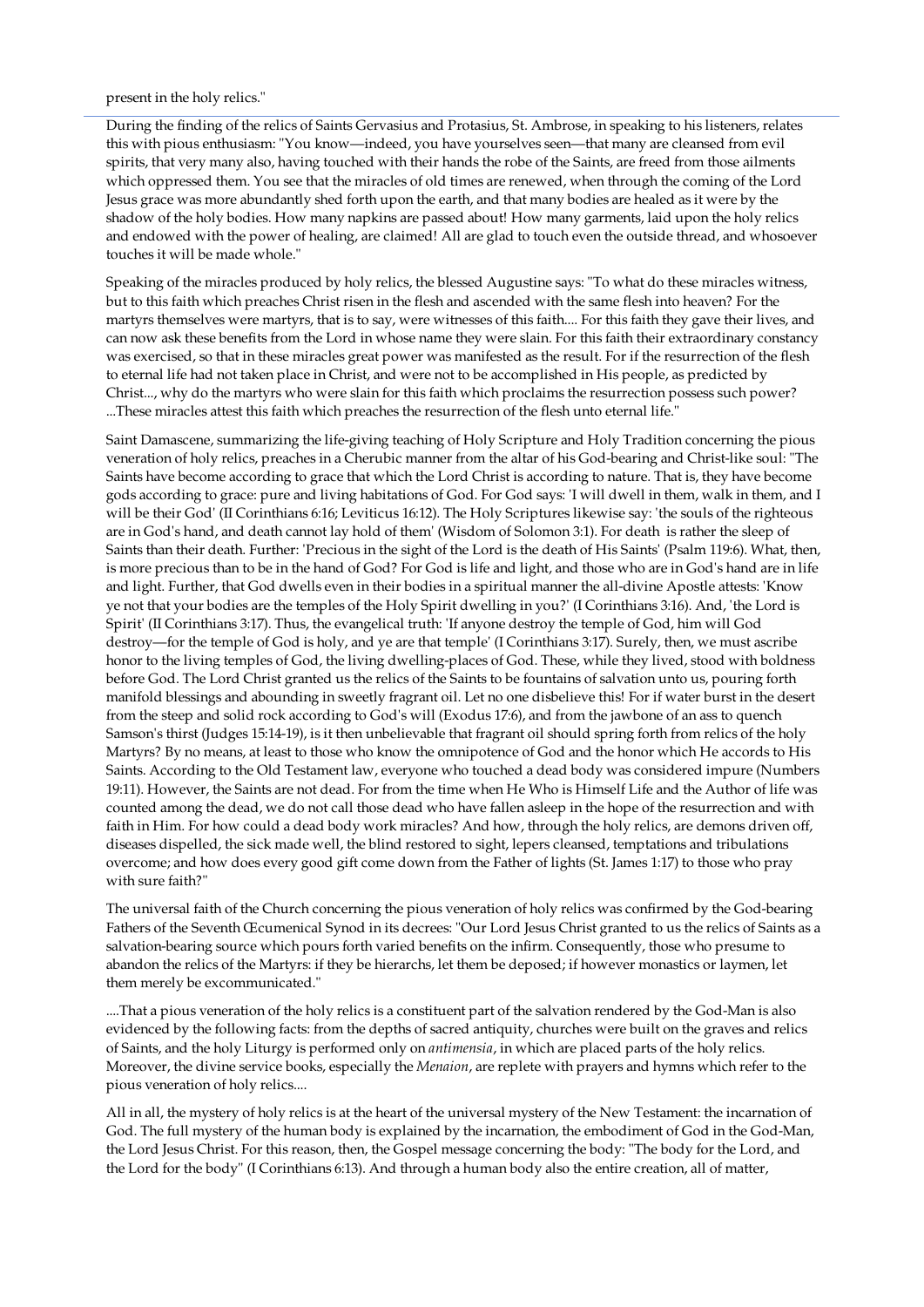present in the holy relics."

During the finding of the relics of Saints Gervasius and Protasius, St. Ambrose, in speaking to his listeners, relates this with pious enthusiasm: "You know—indeed, you have yourselves seen—that many are cleansed from evil spirits, that very many also, having touched with their hands the robe of the Saints, are freed from those ailments which oppressed them. You see that the miracles of old times are renewed, when through the coming of the Lord Jesus grace was more abundantly shed forth upon the earth, and that many bodies are healed as it were by the shadow of the holy bodies. How many napkins are passed about! How many garments, laid upon the holy relics and endowed with the power of healing, are claimed! All are glad to touch even the outside thread, and whosoever touches it will be made whole."

Speaking of the miracles produced by holy relics, the blessed Augustine says: "To what do these miracles witness, but to this faith which preaches Christ risen in the flesh and ascended with the same flesh into heaven? For the martyrs themselves were martyrs, that is to say, were witnesses of this faith.... For this faith they gave their lives, and can now ask these benefits from the Lord in whose name they were slain. For this faith their extraordinary constancy was exercised, so that in these miracles great power was manifested as the result. For if the resurrection of the flesh to eternal life had not taken place in Christ, and were not to be accomplished in His people, as predicted by Christ..., why do the martyrs who were slain for this faith which proclaims the resurrection possess such power? ...These miracles attest this faith which preaches the resurrection of the flesh unto eternal life."

Saint Damascene, summarizing the life-giving teaching of Holy Scripture and Holy Tradition concerning the pious veneration of holy relics, preaches in a Cherubic manner from the altar of his God-bearing and Christ-like soul: "The Saints have become according to grace that which the Lord Christ is according to nature. That is, they have become gods according to grace: pure and living habitations of God. For God says: 'I will dwell in them, walk in them, and I will be their God' (II Corinthians 6:16; Leviticus 16:12). The Holy Scriptures likewise say: 'the souls of the righteous are in God's hand, and death cannot lay hold of them' (Wisdom of Solomon 3:1). For death is rather the sleep of Saints than their death. Further: 'Precious in the sight of the Lord is the death of His Saints' (Psalm 119:6). What, then, is more precious than to be in the hand of God? For God is life and light, and those who are in God's hand are in life and light. Further, that God dwells even in their bodies in a spiritual manner the all-divine Apostle attests: 'Know ye not that your bodies are the temples of the Holy Spirit dwelling in you?' (I Corinthians 3:16). And, 'the Lord is Spirit' (II Corinthians 3:17). Thus, the evangelical truth: 'If anyone destroy the temple of God, him will God destroy—for the temple of God is holy, and ye are that temple' (I Corinthians 3:17). Surely, then, we must ascribe honor to the living temples of God, the living dwelling-places of God. These, while they lived, stood with boldness before God. The Lord Christ granted us the relics of the Saints to be fountains of salvation unto us, pouring forth manifold blessings and abounding in sweetly fragrant oil. Let no one disbelieve this! For if water burst in the desert from the steep and solid rock according to God's will (Exodus 17:6), and from the jawbone of an ass to quench Samson's thirst (Judges 15:14-19), is it then unbelievable that fragrant oil should spring forth from relics of the holy Martyrs? By no means, at least to those who know the omnipotence of God and the honor which He accords to His Saints. According to the Old Testament law, everyone who touched a dead body was considered impure (Numbers 19:11). However, the Saints are not dead. For from the time when He Who is Himself Life and the Author of life was counted among the dead, we do not call those dead who have fallen asleep in the hope of the resurrection and with faith in Him. For how could a dead body work miracles? And how, through the holy relics, are demons driven off, diseases dispelled, the sick made well, the blind restored to sight, lepers cleansed, temptations and tribulations overcome; and how does every good gift come down from the Father of lights (St. James 1:17) to those who pray with sure faith?"

The universal faith of the Church concerning the pious veneration of holy relics was confirmed by the God-bearing Fathers of the Seventh Œcumenical Synod in its decrees: "Our Lord Jesus Christ granted to us the relics of Saints as a salvation-bearing source which pours forth varied benefits on the infirm. Consequently, those who presume to abandon the relics of the Martyrs: if they be hierarchs, let them be deposed; if however monastics or laymen, let them merely be excommunicated."

....That a pious veneration of the holy relics is a constituent part of the salvation rendered by the God-Man is also evidenced by the following facts: from the depths of sacred antiquity, churches were built on the graves and relics of Saints, and the holy Liturgy is performed only on *antimensia*, in which are placed parts of the holy relics. Moreover, the divine service books, especially the *Menaion*, are replete with prayers and hymns which refer to the pious veneration of holy relics....

All in all, the mystery of holy relics is at the heart of the universal mystery of the New Testament: the incarnation of God. The full mystery of the human body is explained by the incarnation, the embodiment of God in the God-Man, the Lord Jesus Christ. For this reason, then, the Gospel message concerning the body: "The body for the Lord, and the Lord for the body" (I Corinthians 6:13). And through a human body also the entire creation, all of matter,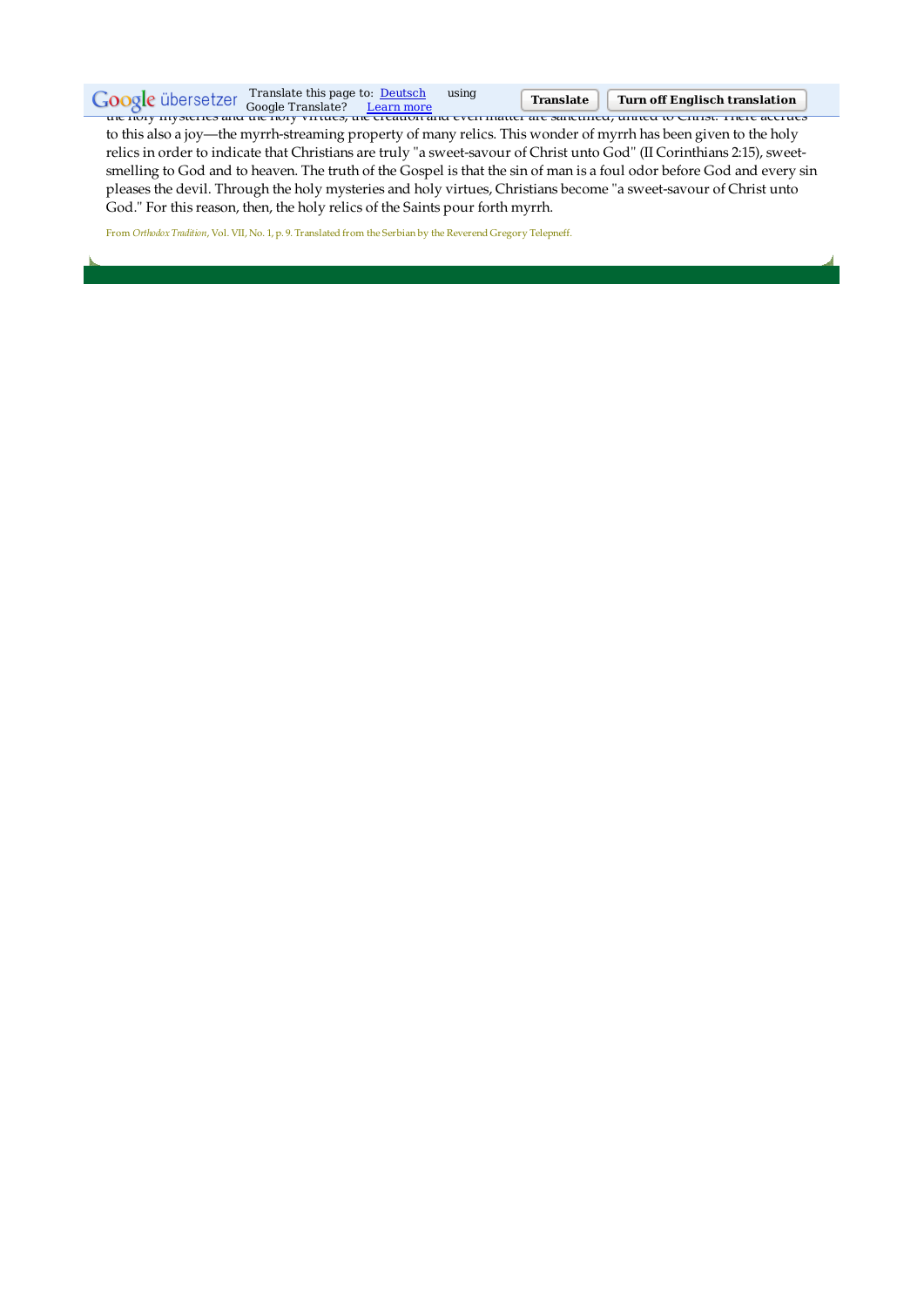the holy mysteries and the holy virtues, the creation and even matter are sanctified, united to Christ. There accrues to this also a joy—the myrrh-streaming property of many relics. This wonder of myrrh has been given to the holy relics in order to indicate that Christians are truly "a sweet-savour of Christ unto God" (II Corinthians 2:15), sweet-smelling to God and to heaven. The truth of the Gospel is that the sin of man is a foul odor before God and every sin pleases the devil. Through the holy mysteries and holy virtues, Christians become "a sweet-savour of Christ unto God." For this reason, then, the holy relics of the Saints pour forth myrrh.

From *Orthodox Tradition*, Vol. VII, No. 1, p. 9. Translated from the Serbian by the Reverend Gregory Telepneff.